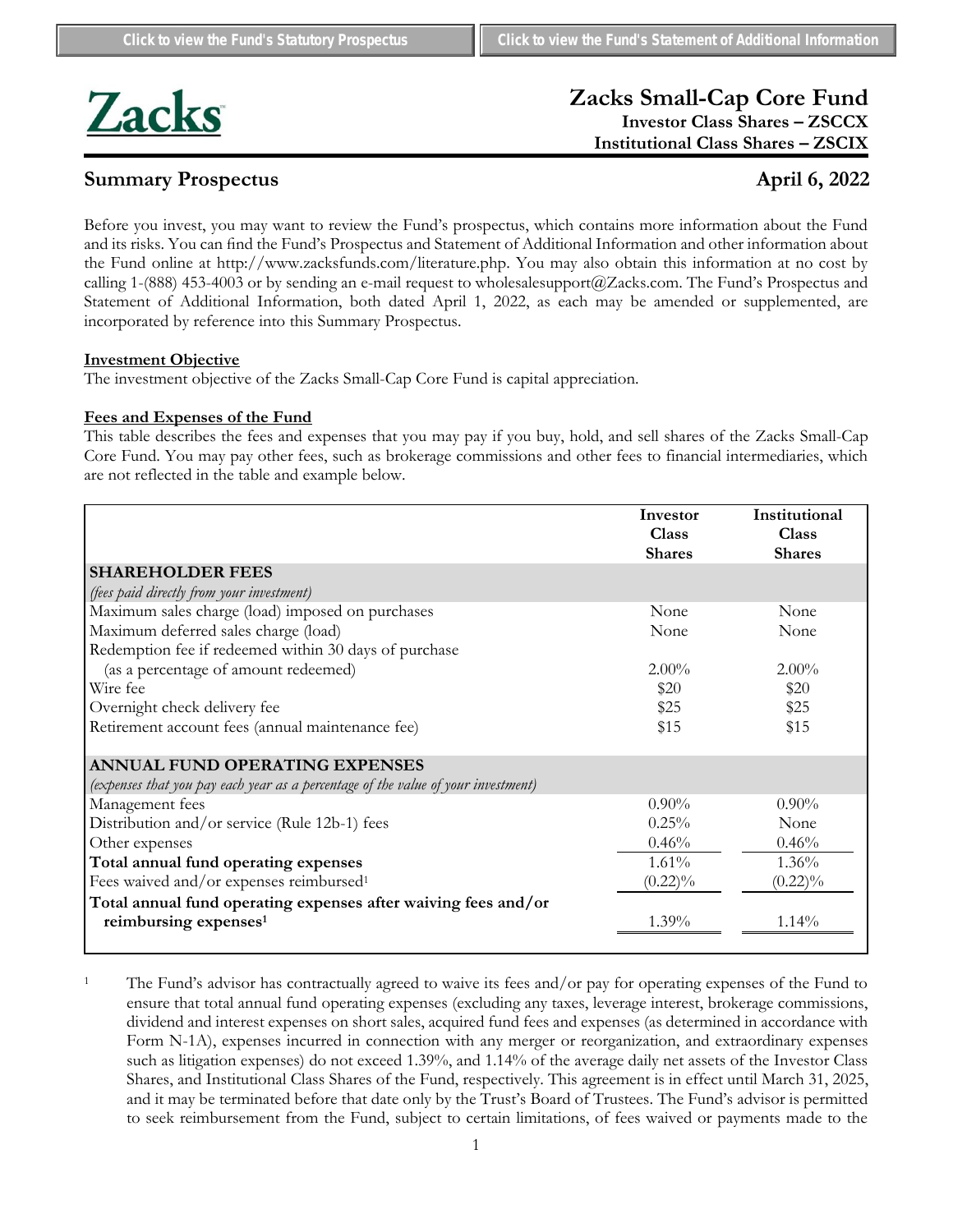Click to view the Fund's Statutory Prospectus | Click to view the Fund's Statement of Additional Information

**Zacks**

# Zacks Small-Cap Core Fund

**Investor Class Shares – ZSCCX**
**Institutional Class Shares – ZSCIX**

## Summary Prospectus

**April 6, 2022**

Before you invest, you may want to review the Fund's prospectus, which contains more information about the Fund and its risks. You can find the Fund's Prospectus and Statement of Additional Information and other information about the Fund online at http://www.zacksfunds.com/literature.php. You may also obtain this information at no cost by calling 1-(888) 453-4003 or by sending an e-mail request to wholesalesupport@Zacks.com. The Fund's Prospectus and Statement of Additional Information, both dated April 1, 2022, as each may be amended or supplemented, are incorporated by reference into this Summary Prospectus.

### Investment Objective

The investment objective of the Zacks Small-Cap Core Fund is capital appreciation.

### Fees and Expenses of the Fund

This table describes the fees and expenses that you may pay if you buy, hold, and sell shares of the Zacks Small-Cap Core Fund. You may pay other fees, such as brokerage commissions and other fees to financial intermediaries, which are not reflected in the table and example below.

| | Investor Class Shares | Institutional Class Shares |
|---|---|---|
| **SHAREHOLDER FEES** *(fees paid directly from your investment)* | | |
| Maximum sales charge (load) imposed on purchases | None | None |
| Maximum deferred sales charge (load) | None | None |
| Redemption fee if redeemed within 30 days of purchase (as a percentage of amount redeemed) | 2.00% | 2.00% |
| Wire fee | $20 | $20 |
| Overnight check delivery fee | $25 | $25 |
| Retirement account fees (annual maintenance fee) | $15 | $15 |
| **ANNUAL FUND OPERATING EXPENSES** *(expenses that you pay each year as a percentage of the value of your investment)* | | |
| Management fees | 0.90% | 0.90% |
| Distribution and/or service (Rule 12b-1) fees | 0.25% | None |
| Other expenses | 0.46% | 0.46% |
| **Total annual fund operating expenses** | 1.61% | 1.36% |
| Fees waived and/or expenses reimbursed[1] | (0.22)% | (0.22)% |
| **Total annual fund operating expenses after waiving fees and/or reimbursing expenses[1]** | 1.39% | 1.14% |

[1] The Fund's advisor has contractually agreed to waive its fees and/or pay for operating expenses of the Fund to ensure that total annual fund operating expenses (excluding any taxes, leverage interest, brokerage commissions, dividend and interest expenses on short sales, acquired fund fees and expenses (as determined in accordance with Form N-1A), expenses incurred in connection with any merger or reorganization, and extraordinary expenses such as litigation expenses) do not exceed 1.39%, and 1.14% of the average daily net assets of the Investor Class Shares, and Institutional Class Shares of the Fund, respectively. This agreement is in effect until March 31, 2025, and it may be terminated before that date only by the Trust's Board of Trustees. The Fund's advisor is permitted to seek reimbursement from the Fund, subject to certain limitations, of fees waived or payments made to the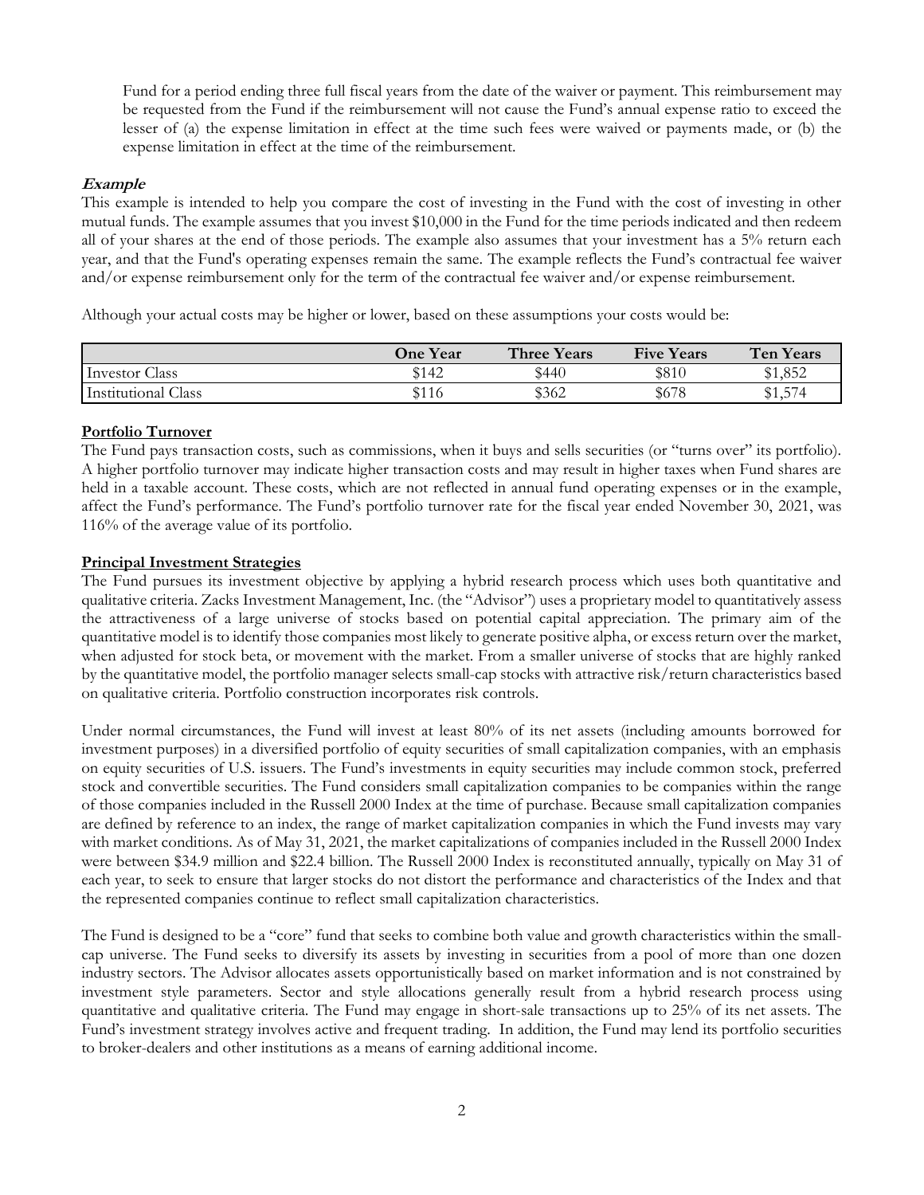Fund for a period ending three full fiscal years from the date of the waiver or payment. This reimbursement may be requested from the Fund if the reimbursement will not cause the Fund's annual expense ratio to exceed the lesser of (a) the expense limitation in effect at the time such fees were waived or payments made, or (b) the expense limitation in effect at the time of the reimbursement.

***Example***

This example is intended to help you compare the cost of investing in the Fund with the cost of investing in other mutual funds. The example assumes that you invest $10,000 in the Fund for the time periods indicated and then redeem all of your shares at the end of those periods. The example also assumes that your investment has a 5% return each year, and that the Fund's operating expenses remain the same. The example reflects the Fund's contractual fee waiver and/or expense reimbursement only for the term of the contractual fee waiver and/or expense reimbursement.

Although your actual costs may be higher or lower, based on these assumptions your costs would be:

| | One Year | Three Years | Five Years | Ten Years |
|---|---|---|---|---|
| Investor Class | $142 | $440 | $810 | $1,852 |
| Institutional Class | $116 | $362 | $678 | $1,574 |

**Portfolio Turnover**

The Fund pays transaction costs, such as commissions, when it buys and sells securities (or "turns over" its portfolio). A higher portfolio turnover may indicate higher transaction costs and may result in higher taxes when Fund shares are held in a taxable account. These costs, which are not reflected in annual fund operating expenses or in the example, affect the Fund's performance. The Fund's portfolio turnover rate for the fiscal year ended November 30, 2021, was 116% of the average value of its portfolio.

**Principal Investment Strategies**

The Fund pursues its investment objective by applying a hybrid research process which uses both quantitative and qualitative criteria. Zacks Investment Management, Inc. (the "Advisor") uses a proprietary model to quantitatively assess the attractiveness of a large universe of stocks based on potential capital appreciation. The primary aim of the quantitative model is to identify those companies most likely to generate positive alpha, or excess return over the market, when adjusted for stock beta, or movement with the market. From a smaller universe of stocks that are highly ranked by the quantitative model, the portfolio manager selects small-cap stocks with attractive risk/return characteristics based on qualitative criteria. Portfolio construction incorporates risk controls.

Under normal circumstances, the Fund will invest at least 80% of its net assets (including amounts borrowed for investment purposes) in a diversified portfolio of equity securities of small capitalization companies, with an emphasis on equity securities of U.S. issuers. The Fund's investments in equity securities may include common stock, preferred stock and convertible securities. The Fund considers small capitalization companies to be companies within the range of those companies included in the Russell 2000 Index at the time of purchase. Because small capitalization companies are defined by reference to an index, the range of market capitalization companies in which the Fund invests may vary with market conditions. As of May 31, 2021, the market capitalizations of companies included in the Russell 2000 Index were between $34.9 million and $22.4 billion. The Russell 2000 Index is reconstituted annually, typically on May 31 of each year, to seek to ensure that larger stocks do not distort the performance and characteristics of the Index and that the represented companies continue to reflect small capitalization characteristics.

The Fund is designed to be a "core" fund that seeks to combine both value and growth characteristics within the small-cap universe. The Fund seeks to diversify its assets by investing in securities from a pool of more than one dozen industry sectors. The Advisor allocates assets opportunistically based on market information and is not constrained by investment style parameters. Sector and style allocations generally result from a hybrid research process using quantitative and qualitative criteria. The Fund may engage in short-sale transactions up to 25% of its net assets. The Fund's investment strategy involves active and frequent trading. In addition, the Fund may lend its portfolio securities to broker-dealers and other institutions as a means of earning additional income.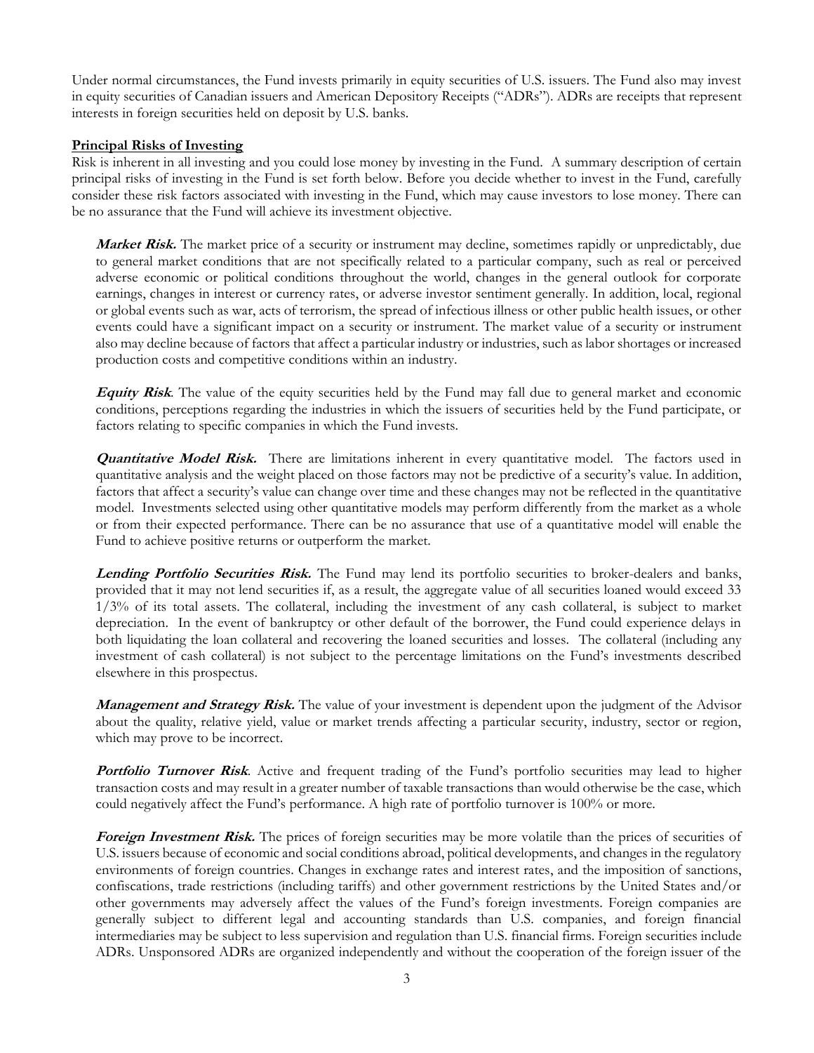Under normal circumstances, the Fund invests primarily in equity securities of U.S. issuers. The Fund also may invest in equity securities of Canadian issuers and American Depository Receipts ("ADRs"). ADRs are receipts that represent interests in foreign securities held on deposit by U.S. banks.

**Principal Risks of Investing**

Risk is inherent in all investing and you could lose money by investing in the Fund. A summary description of certain principal risks of investing in the Fund is set forth below. Before you decide whether to invest in the Fund, carefully consider these risk factors associated with investing in the Fund, which may cause investors to lose money. There can be no assurance that the Fund will achieve its investment objective.

***Market Risk.*** The market price of a security or instrument may decline, sometimes rapidly or unpredictably, due to general market conditions that are not specifically related to a particular company, such as real or perceived adverse economic or political conditions throughout the world, changes in the general outlook for corporate earnings, changes in interest or currency rates, or adverse investor sentiment generally. In addition, local, regional or global events such as war, acts of terrorism, the spread of infectious illness or other public health issues, or other events could have a significant impact on a security or instrument. The market value of a security or instrument also may decline because of factors that affect a particular industry or industries, such as labor shortages or increased production costs and competitive conditions within an industry.

***Equity Risk***. The value of the equity securities held by the Fund may fall due to general market and economic conditions, perceptions regarding the industries in which the issuers of securities held by the Fund participate, or factors relating to specific companies in which the Fund invests.

***Quantitative Model Risk.*** There are limitations inherent in every quantitative model. The factors used in quantitative analysis and the weight placed on those factors may not be predictive of a security's value. In addition, factors that affect a security's value can change over time and these changes may not be reflected in the quantitative model. Investments selected using other quantitative models may perform differently from the market as a whole or from their expected performance. There can be no assurance that use of a quantitative model will enable the Fund to achieve positive returns or outperform the market.

***Lending Portfolio Securities Risk.*** The Fund may lend its portfolio securities to broker-dealers and banks, provided that it may not lend securities if, as a result, the aggregate value of all securities loaned would exceed 33 1/3% of its total assets. The collateral, including the investment of any cash collateral, is subject to market depreciation. In the event of bankruptcy or other default of the borrower, the Fund could experience delays in both liquidating the loan collateral and recovering the loaned securities and losses. The collateral (including any investment of cash collateral) is not subject to the percentage limitations on the Fund's investments described elsewhere in this prospectus.

***Management and Strategy Risk.*** The value of your investment is dependent upon the judgment of the Advisor about the quality, relative yield, value or market trends affecting a particular security, industry, sector or region, which may prove to be incorrect.

***Portfolio Turnover Risk***. Active and frequent trading of the Fund's portfolio securities may lead to higher transaction costs and may result in a greater number of taxable transactions than would otherwise be the case, which could negatively affect the Fund's performance. A high rate of portfolio turnover is 100% or more.

***Foreign Investment Risk.*** The prices of foreign securities may be more volatile than the prices of securities of U.S. issuers because of economic and social conditions abroad, political developments, and changes in the regulatory environments of foreign countries. Changes in exchange rates and interest rates, and the imposition of sanctions, confiscations, trade restrictions (including tariffs) and other government restrictions by the United States and/or other governments may adversely affect the values of the Fund's foreign investments. Foreign companies are generally subject to different legal and accounting standards than U.S. companies, and foreign financial intermediaries may be subject to less supervision and regulation than U.S. financial firms. Foreign securities include ADRs. Unsponsored ADRs are organized independently and without the cooperation of the foreign issuer of the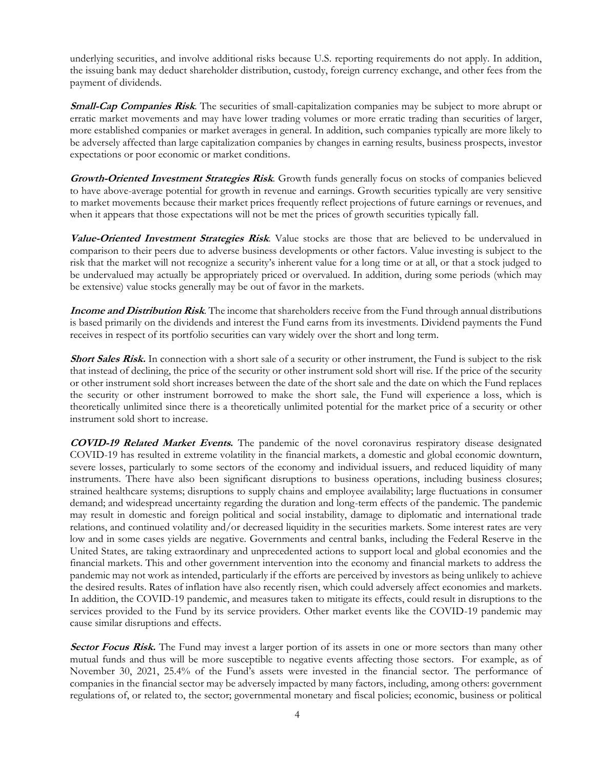underlying securities, and involve additional risks because U.S. reporting requirements do not apply. In addition, the issuing bank may deduct shareholder distribution, custody, foreign currency exchange, and other fees from the payment of dividends.

***Small-Cap Companies Risk***. The securities of small-capitalization companies may be subject to more abrupt or erratic market movements and may have lower trading volumes or more erratic trading than securities of larger, more established companies or market averages in general. In addition, such companies typically are more likely to be adversely affected than large capitalization companies by changes in earning results, business prospects, investor expectations or poor economic or market conditions.

***Growth-Oriented Investment Strategies Risk***. Growth funds generally focus on stocks of companies believed to have above-average potential for growth in revenue and earnings. Growth securities typically are very sensitive to market movements because their market prices frequently reflect projections of future earnings or revenues, and when it appears that those expectations will not be met the prices of growth securities typically fall.

***Value-Oriented Investment Strategies Risk***. Value stocks are those that are believed to be undervalued in comparison to their peers due to adverse business developments or other factors. Value investing is subject to the risk that the market will not recognize a security's inherent value for a long time or at all, or that a stock judged to be undervalued may actually be appropriately priced or overvalued. In addition, during some periods (which may be extensive) value stocks generally may be out of favor in the markets.

***Income and Distribution Risk***. The income that shareholders receive from the Fund through annual distributions is based primarily on the dividends and interest the Fund earns from its investments. Dividend payments the Fund receives in respect of its portfolio securities can vary widely over the short and long term.

***Short Sales Risk.*** In connection with a short sale of a security or other instrument, the Fund is subject to the risk that instead of declining, the price of the security or other instrument sold short will rise. If the price of the security or other instrument sold short increases between the date of the short sale and the date on which the Fund replaces the security or other instrument borrowed to make the short sale, the Fund will experience a loss, which is theoretically unlimited since there is a theoretically unlimited potential for the market price of a security or other instrument sold short to increase.

***COVID-19 Related Market Events.*** The pandemic of the novel coronavirus respiratory disease designated COVID-19 has resulted in extreme volatility in the financial markets, a domestic and global economic downturn, severe losses, particularly to some sectors of the economy and individual issuers, and reduced liquidity of many instruments. There have also been significant disruptions to business operations, including business closures; strained healthcare systems; disruptions to supply chains and employee availability; large fluctuations in consumer demand; and widespread uncertainty regarding the duration and long-term effects of the pandemic. The pandemic may result in domestic and foreign political and social instability, damage to diplomatic and international trade relations, and continued volatility and/or decreased liquidity in the securities markets. Some interest rates are very low and in some cases yields are negative. Governments and central banks, including the Federal Reserve in the United States, are taking extraordinary and unprecedented actions to support local and global economies and the financial markets. This and other government intervention into the economy and financial markets to address the pandemic may not work as intended, particularly if the efforts are perceived by investors as being unlikely to achieve the desired results. Rates of inflation have also recently risen, which could adversely affect economies and markets. In addition, the COVID-19 pandemic, and measures taken to mitigate its effects, could result in disruptions to the services provided to the Fund by its service providers. Other market events like the COVID-19 pandemic may cause similar disruptions and effects.

***Sector Focus Risk.*** The Fund may invest a larger portion of its assets in one or more sectors than many other mutual funds and thus will be more susceptible to negative events affecting those sectors. For example, as of November 30, 2021, 25.4% of the Fund's assets were invested in the financial sector. The performance of companies in the financial sector may be adversely impacted by many factors, including, among others: government regulations of, or related to, the sector; governmental monetary and fiscal policies; economic, business or political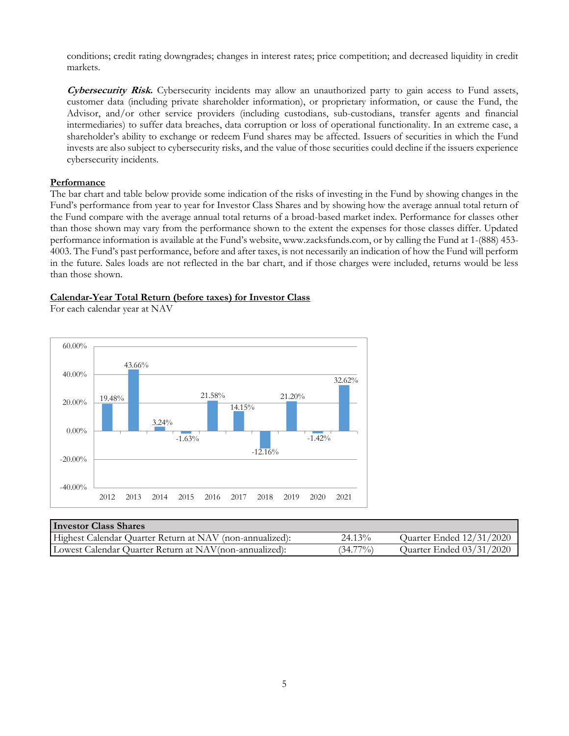conditions; credit rating downgrades; changes in interest rates; price competition; and decreased liquidity in credit markets.

***Cybersecurity Risk.*** Cybersecurity incidents may allow an unauthorized party to gain access to Fund assets, customer data (including private shareholder information), or proprietary information, or cause the Fund, the Advisor, and/or other service providers (including custodians, sub-custodians, transfer agents and financial intermediaries) to suffer data breaches, data corruption or loss of operational functionality. In an extreme case, a shareholder's ability to exchange or redeem Fund shares may be affected. Issuers of securities in which the Fund invests are also subject to cybersecurity risks, and the value of those securities could decline if the issuers experience cybersecurity incidents.

**Performance**

The bar chart and table below provide some indication of the risks of investing in the Fund by showing changes in the Fund's performance from year to year for Investor Class Shares and by showing how the average annual total return of the Fund compare with the average annual total returns of a broad-based market index. Performance for classes other than those shown may vary from the performance shown to the extent the expenses for those classes differ. Updated performance information is available at the Fund's website, www.zacksfunds.com, or by calling the Fund at 1-(888) 453-4003. The Fund's past performance, before and after taxes, is not necessarily an indication of how the Fund will perform in the future. Sales loads are not reflected in the bar chart, and if those charges were included, returns would be less than those shown.

**Calendar-Year Total Return (before taxes) for Investor Class**

For each calendar year at NAV

| Year | Total Return |
|---|---|
| 2012 | 19.48% |
| 2013 | 43.66% |
| 2014 | 3.24% |
| 2015 | -1.63% |
| 2016 | 21.58% |
| 2017 | 14.15% |
| 2018 | -12.16% |
| 2019 | 21.20% |
| 2020 | -1.42% |
| 2021 | 32.62% |

| Investor Class Shares | | |
|---|---|---|
| Highest Calendar Quarter Return at NAV (non-annualized): | 24.13% | Quarter Ended 12/31/2020 |
| Lowest Calendar Quarter Return at NAV(non-annualized): | (34.77%) | Quarter Ended 03/31/2020 |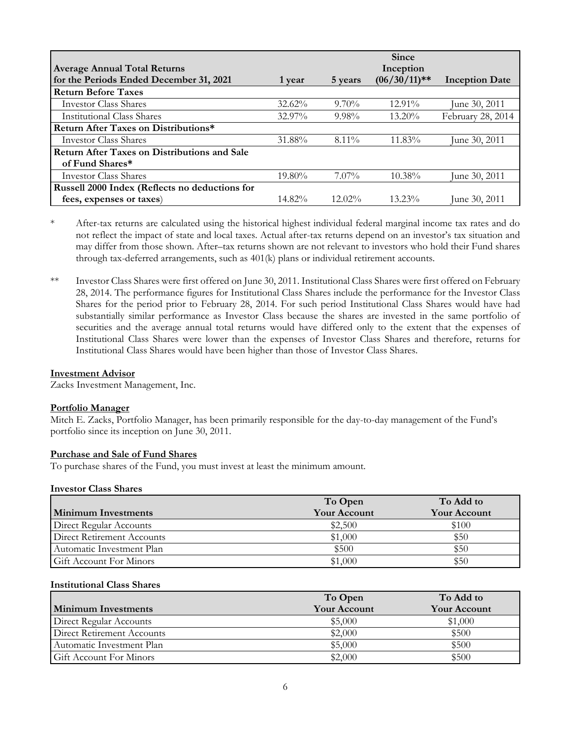| Average Annual Total Returns for the Periods Ended December 31, 2021 | 1 year | 5 years | Since Inception (06/30/11)** | Inception Date |
|---|---|---|---|---|
| **Return Before Taxes** | | | | |
| Investor Class Shares | 32.62% | 9.70% | 12.91% | June 30, 2011 |
| Institutional Class Shares | 32.97% | 9.98% | 13.20% | February 28, 2014 |
| **Return After Taxes on Distributions*** | | | | |
| Investor Class Shares | 31.88% | 8.11% | 11.83% | June 30, 2011 |
| **Return After Taxes on Distributions and Sale of Fund Shares*** | | | | |
| Investor Class Shares | 19.80% | 7.07% | 10.38% | June 30, 2011 |
| **Russell 2000 Index (Reflects no deductions for fees, expenses or taxes)** | 14.82% | 12.02% | 13.23% | June 30, 2011 |

\* After-tax returns are calculated using the historical highest individual federal marginal income tax rates and do not reflect the impact of state and local taxes. Actual after-tax returns depend on an investor's tax situation and may differ from those shown. After–tax returns shown are not relevant to investors who hold their Fund shares through tax-deferred arrangements, such as 401(k) plans or individual retirement accounts.

\*\* Investor Class Shares were first offered on June 30, 2011. Institutional Class Shares were first offered on February 28, 2014. The performance figures for Institutional Class Shares include the performance for the Investor Class Shares for the period prior to February 28, 2014. For such period Institutional Class Shares would have had substantially similar performance as Investor Class because the shares are invested in the same portfolio of securities and the average annual total returns would have differed only to the extent that the expenses of Institutional Class Shares were lower than the expenses of Investor Class Shares and therefore, returns for Institutional Class Shares would have been higher than those of Investor Class Shares.

**Investment Advisor**

Zacks Investment Management, Inc.

**Portfolio Manager**

Mitch E. Zacks, Portfolio Manager, has been primarily responsible for the day-to-day management of the Fund's portfolio since its inception on June 30, 2011.

**Purchase and Sale of Fund Shares**

To purchase shares of the Fund, you must invest at least the minimum amount.

**Investor Class Shares**

| Minimum Investments | To Open Your Account | To Add to Your Account |
|---|---|---|
| Direct Regular Accounts | $2,500 | $100 |
| Direct Retirement Accounts | $1,000 | $50 |
| Automatic Investment Plan | $500 | $50 |
| Gift Account For Minors | $1,000 | $50 |

**Institutional Class Shares**

| Minimum Investments | To Open Your Account | To Add to Your Account |
|---|---|---|
| Direct Regular Accounts | $5,000 | $1,000 |
| Direct Retirement Accounts | $2,000 | $500 |
| Automatic Investment Plan | $5,000 | $500 |
| Gift Account For Minors | $2,000 | $500 |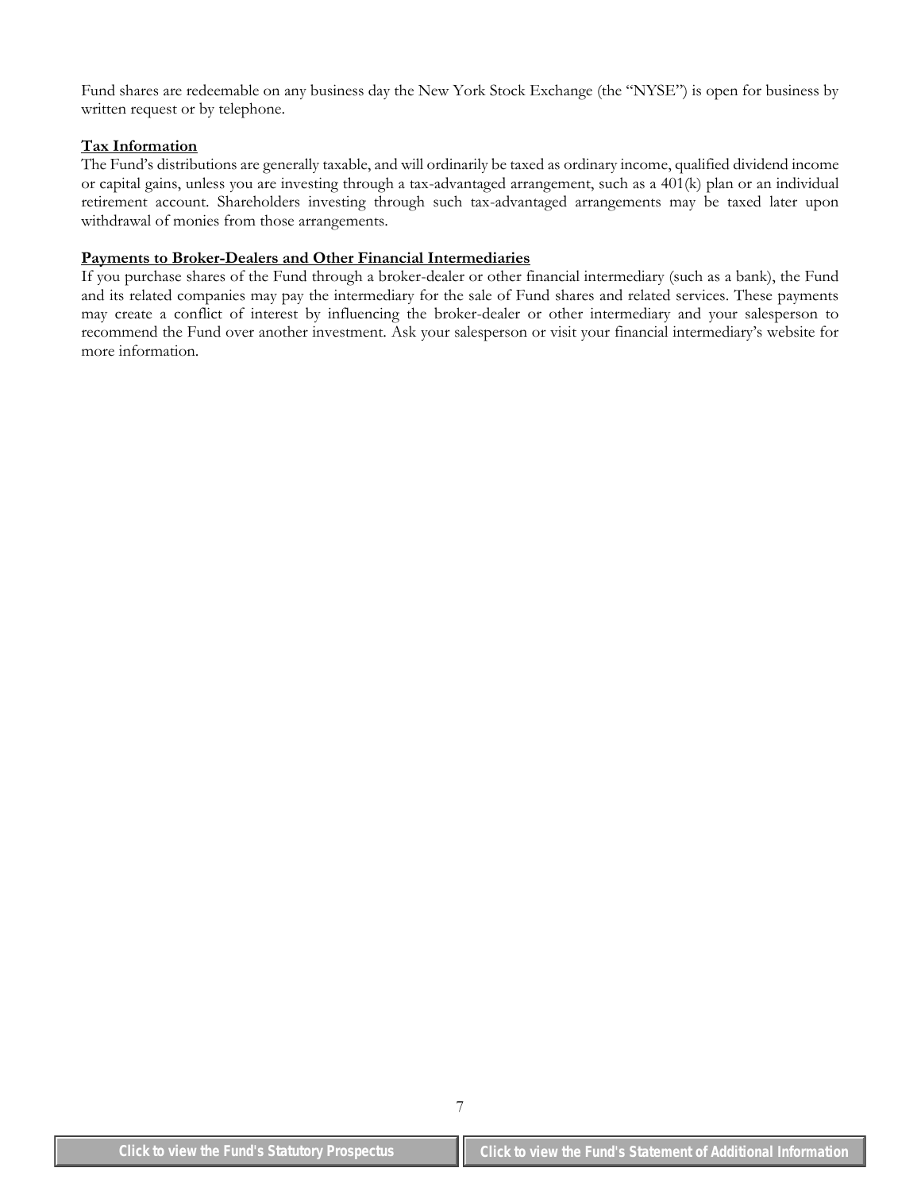Fund shares are redeemable on any business day the New York Stock Exchange (the "NYSE") is open for business by written request or by telephone.

**Tax Information**

The Fund's distributions are generally taxable, and will ordinarily be taxed as ordinary income, qualified dividend income or capital gains, unless you are investing through a tax-advantaged arrangement, such as a 401(k) plan or an individual retirement account. Shareholders investing through such tax-advantaged arrangements may be taxed later upon withdrawal of monies from those arrangements.

**Payments to Broker-Dealers and Other Financial Intermediaries**

If you purchase shares of the Fund through a broker-dealer or other financial intermediary (such as a bank), the Fund and its related companies may pay the intermediary for the sale of Fund shares and related services. These payments may create a conflict of interest by influencing the broker-dealer or other intermediary and your salesperson to recommend the Fund over another investment. Ask your salesperson or visit your financial intermediary's website for more information.

Click to view the Fund's Statutory Prospectus

Click to view the Fund's Statement of Additional Information